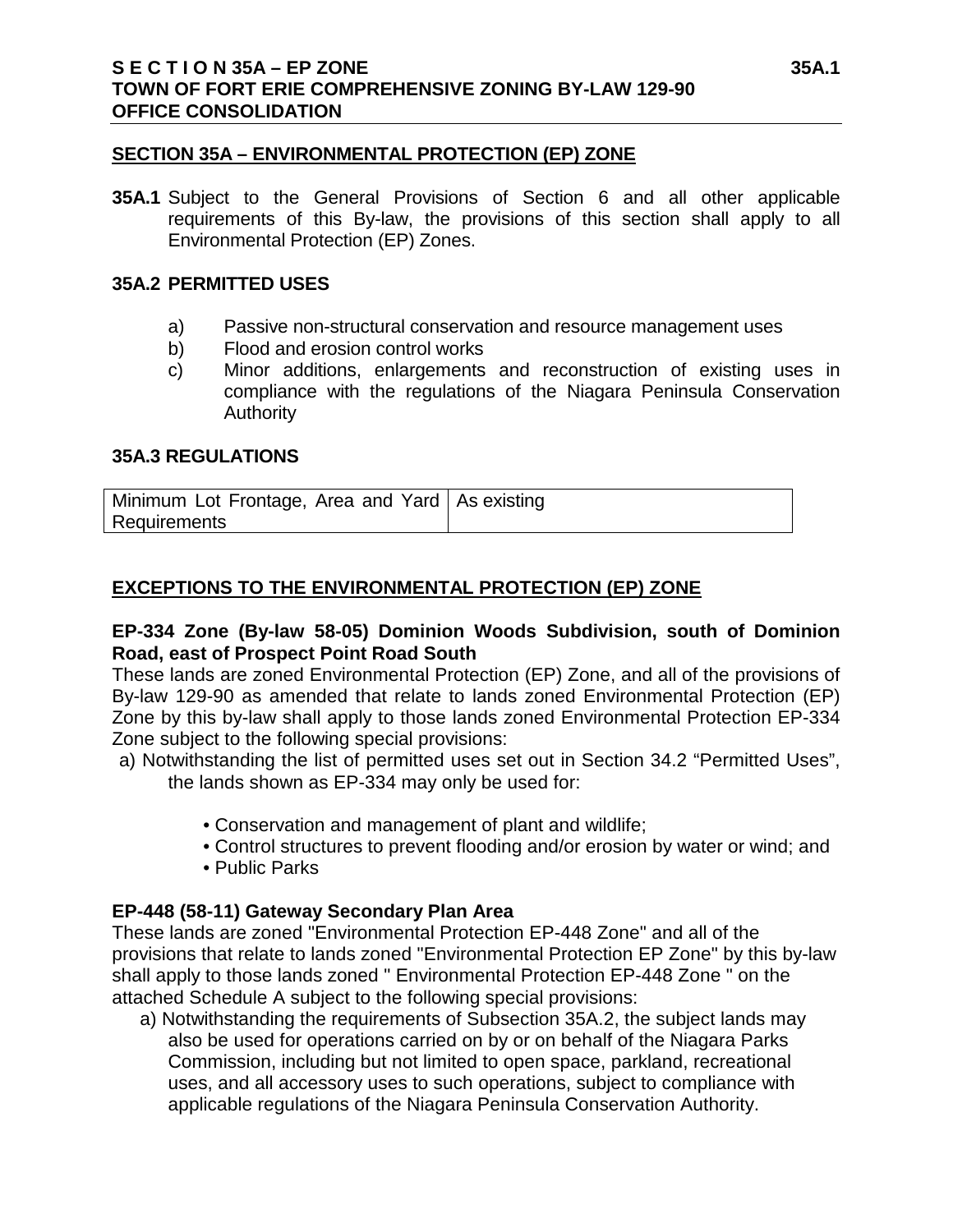## SECTION 35A – ENVIRONMENTAL PROTECTION (EP) ZONE

**35A.1** Subject to the General Provisions of Section 6 and all other applicable requirements of this By-law, the provisions of this section shall apply to all Environmental Protection (EP) Zones.

### 35A.2 PERMITTED USES

a) Passive non-structural conservation and resource management uses
b) Flood and erosion control works
c) Minor additions, enlargements and reconstruction of existing uses in compliance with the regulations of the Niagara Peninsula Conservation Authority

### 35A.3 REGULATIONS

| Minimum Lot Frontage, Area and Yard Requirements | As existing |
|---|---|

## EXCEPTIONS TO THE ENVIRONMENTAL PROTECTION (EP) ZONE

**EP-334 Zone (By-law 58-05) Dominion Woods Subdivision, south of Dominion Road, east of Prospect Point Road South**

These lands are zoned Environmental Protection (EP) Zone, and all of the provisions of By-law 129-90 as amended that relate to lands zoned Environmental Protection (EP) Zone by this by-law shall apply to those lands zoned Environmental Protection EP-334 Zone subject to the following special provisions:

a) Notwithstanding the list of permitted uses set out in Section 34.2 "Permitted Uses", the lands shown as EP-334 may only be used for:

- Conservation and management of plant and wildlife;
- Control structures to prevent flooding and/or erosion by water or wind; and
- Public Parks

**EP-448 (58-11) Gateway Secondary Plan Area**

These lands are zoned "Environmental Protection EP-448 Zone" and all of the provisions that relate to lands zoned "Environmental Protection EP Zone" by this by-law shall apply to those lands zoned " Environmental Protection EP-448 Zone " on the attached Schedule A subject to the following special provisions:

a) Notwithstanding the requirements of Subsection 35A.2, the subject lands may also be used for operations carried on by or on behalf of the Niagara Parks Commission, including but not limited to open space, parkland, recreational uses, and all accessory uses to such operations, subject to compliance with applicable regulations of the Niagara Peninsula Conservation Authority.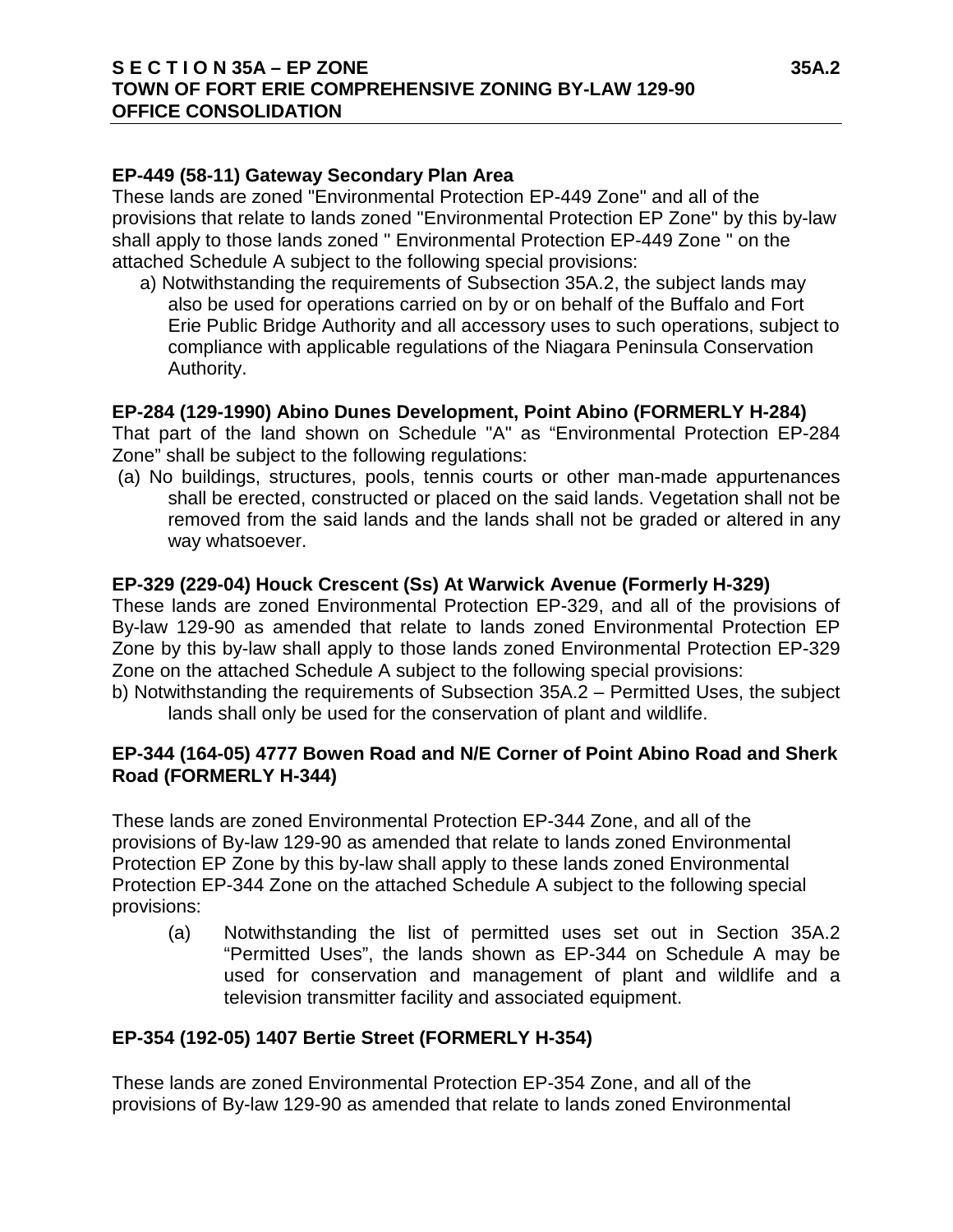**EP-449 (58-11) Gateway Secondary Plan Area**

These lands are zoned "Environmental Protection EP-449 Zone" and all of the provisions that relate to lands zoned "Environmental Protection EP Zone" by this by-law shall apply to those lands zoned " Environmental Protection EP-449 Zone " on the attached Schedule A subject to the following special provisions:

a) Notwithstanding the requirements of Subsection 35A.2, the subject lands may also be used for operations carried on by or on behalf of the Buffalo and Fort Erie Public Bridge Authority and all accessory uses to such operations, subject to compliance with applicable regulations of the Niagara Peninsula Conservation Authority.

**EP-284 (129-1990) Abino Dunes Development, Point Abino (FORMERLY H-284)**

That part of the land shown on Schedule "A" as “Environmental Protection EP-284 Zone” shall be subject to the following regulations:

(a) No buildings, structures, pools, tennis courts or other man-made appurtenances shall be erected, constructed or placed on the said lands. Vegetation shall not be removed from the said lands and the lands shall not be graded or altered in any way whatsoever.

**EP-329 (229-04) Houck Crescent (Ss) At Warwick Avenue (Formerly H-329)**

These lands are zoned Environmental Protection EP-329, and all of the provisions of By-law 129-90 as amended that relate to lands zoned Environmental Protection EP Zone by this by-law shall apply to those lands zoned Environmental Protection EP-329 Zone on the attached Schedule A subject to the following special provisions:

b) Notwithstanding the requirements of Subsection 35A.2 – Permitted Uses, the subject lands shall only be used for the conservation of plant and wildlife.

**EP-344 (164-05) 4777 Bowen Road and N/E Corner of Point Abino Road and Sherk Road (FORMERLY H-344)**

These lands are zoned Environmental Protection EP-344 Zone, and all of the provisions of By-law 129-90 as amended that relate to lands zoned Environmental Protection EP Zone by this by-law shall apply to these lands zoned Environmental Protection EP-344 Zone on the attached Schedule A subject to the following special provisions:

(a) Notwithstanding the list of permitted uses set out in Section 35A.2 “Permitted Uses”, the lands shown as EP-344 on Schedule A may be used for conservation and management of plant and wildlife and a television transmitter facility and associated equipment.

**EP-354 (192-05) 1407 Bertie Street (FORMERLY H-354)**

These lands are zoned Environmental Protection EP-354 Zone, and all of the provisions of By-law 129-90 as amended that relate to lands zoned Environmental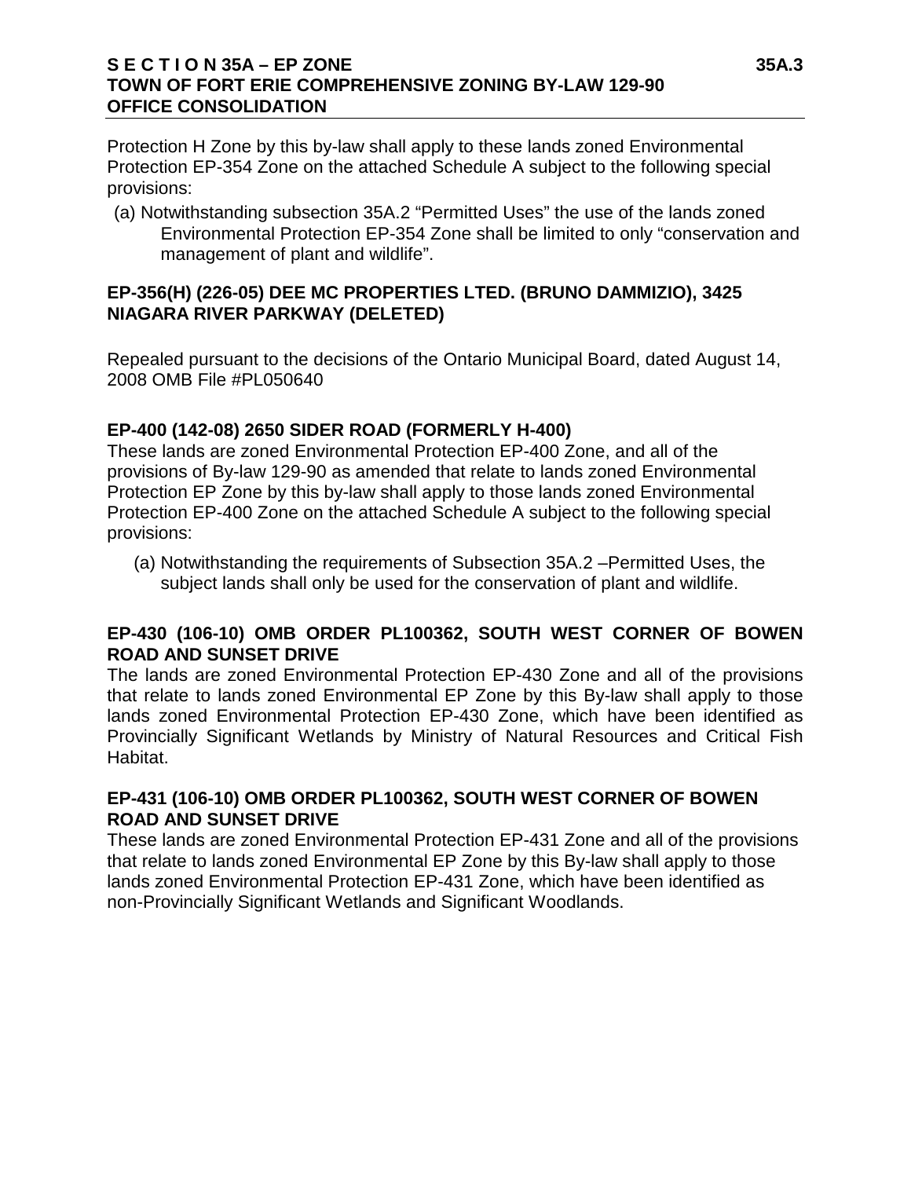Protection H Zone by this by-law shall apply to these lands zoned Environmental Protection EP-354 Zone on the attached Schedule A subject to the following special provisions:

(a) Notwithstanding subsection 35A.2 “Permitted Uses” the use of the lands zoned Environmental Protection EP-354 Zone shall be limited to only “conservation and management of plant and wildlife”.

**EP-356(H) (226-05) DEE MC PROPERTIES LTED. (BRUNO DAMMIZIO), 3425 NIAGARA RIVER PARKWAY (DELETED)**

Repealed pursuant to the decisions of the Ontario Municipal Board, dated August 14, 2008 OMB File #PL050640

**EP-400 (142-08) 2650 SIDER ROAD (FORMERLY H-400)**

These lands are zoned Environmental Protection EP-400 Zone, and all of the provisions of By-law 129-90 as amended that relate to lands zoned Environmental Protection EP Zone by this by-law shall apply to those lands zoned Environmental Protection EP-400 Zone on the attached Schedule A subject to the following special provisions:

(a) Notwithstanding the requirements of Subsection 35A.2 –Permitted Uses, the subject lands shall only be used for the conservation of plant and wildlife.

**EP-430 (106-10) OMB ORDER PL100362, SOUTH WEST CORNER OF BOWEN ROAD AND SUNSET DRIVE**

The lands are zoned Environmental Protection EP-430 Zone and all of the provisions that relate to lands zoned Environmental EP Zone by this By-law shall apply to those lands zoned Environmental Protection EP-430 Zone, which have been identified as Provincially Significant Wetlands by Ministry of Natural Resources and Critical Fish Habitat.

**EP-431 (106-10) OMB ORDER PL100362, SOUTH WEST CORNER OF BOWEN ROAD AND SUNSET DRIVE**

These lands are zoned Environmental Protection EP-431 Zone and all of the provisions that relate to lands zoned Environmental EP Zone by this By-law shall apply to those lands zoned Environmental Protection EP-431 Zone, which have been identified as non-Provincially Significant Wetlands and Significant Woodlands.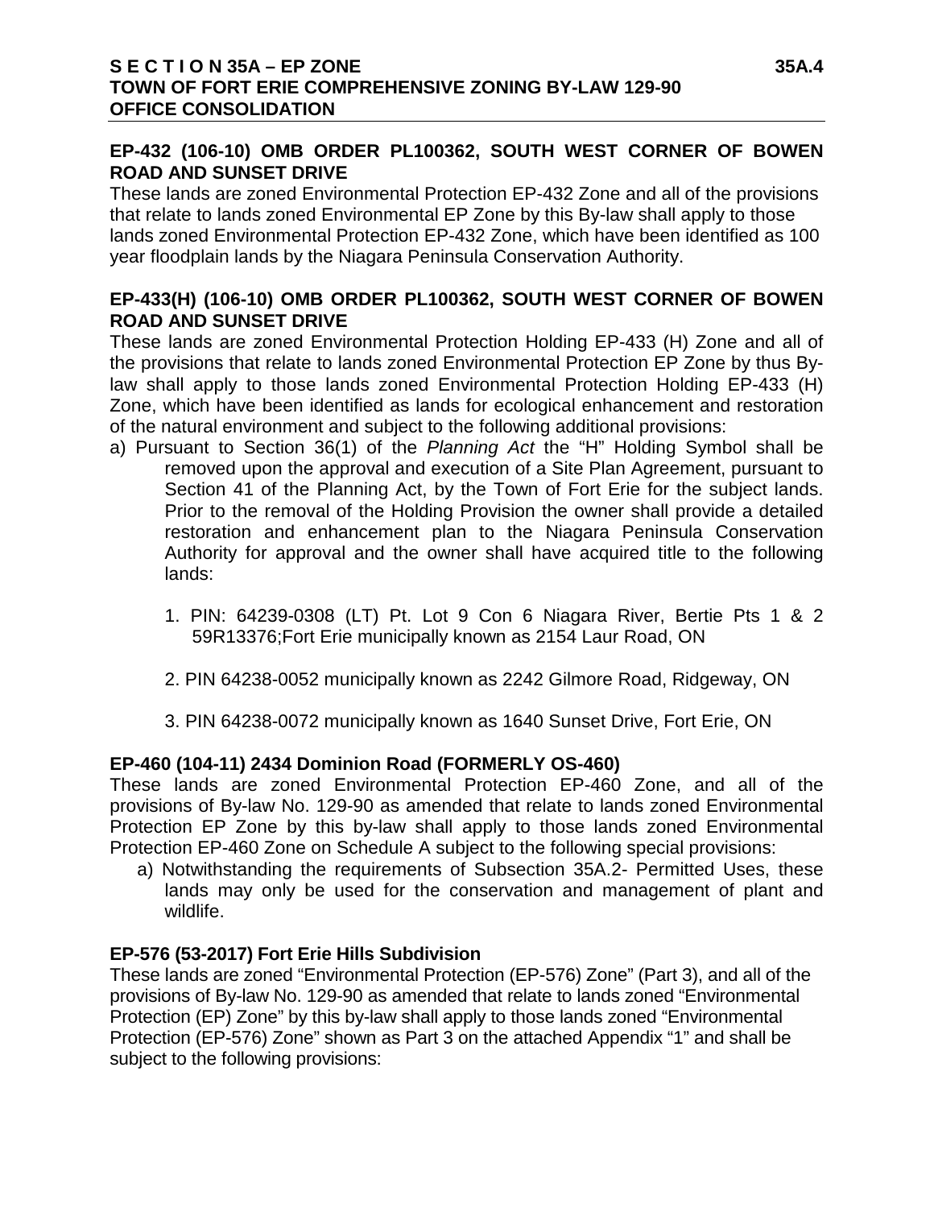**EP-432 (106-10) OMB ORDER PL100362, SOUTH WEST CORNER OF BOWEN ROAD AND SUNSET DRIVE**

These lands are zoned Environmental Protection EP-432 Zone and all of the provisions that relate to lands zoned Environmental EP Zone by this By-law shall apply to those lands zoned Environmental Protection EP-432 Zone, which have been identified as 100 year floodplain lands by the Niagara Peninsula Conservation Authority.

**EP-433(H) (106-10) OMB ORDER PL100362, SOUTH WEST CORNER OF BOWEN ROAD AND SUNSET DRIVE**

These lands are zoned Environmental Protection Holding EP-433 (H) Zone and all of the provisions that relate to lands zoned Environmental Protection EP Zone by thus By-law shall apply to those lands zoned Environmental Protection Holding EP-433 (H) Zone, which have been identified as lands for ecological enhancement and restoration of the natural environment and subject to the following additional provisions:

a) Pursuant to Section 36(1) of the *Planning Act* the "H" Holding Symbol shall be removed upon the approval and execution of a Site Plan Agreement, pursuant to Section 41 of the Planning Act, by the Town of Fort Erie for the subject lands. Prior to the removal of the Holding Provision the owner shall provide a detailed restoration and enhancement plan to the Niagara Peninsula Conservation Authority for approval and the owner shall have acquired title to the following lands:

   1. PIN: 64239-0308 (LT) Pt. Lot 9 Con 6 Niagara River, Bertie Pts 1 & 2 59R13376;Fort Erie municipally known as 2154 Laur Road, ON

   2. PIN 64238-0052 municipally known as 2242 Gilmore Road, Ridgeway, ON

   3. PIN 64238-0072 municipally known as 1640 Sunset Drive, Fort Erie, ON

**EP-460 (104-11) 2434 Dominion Road (FORMERLY OS-460)**

These lands are zoned Environmental Protection EP-460 Zone, and all of the provisions of By-law No. 129-90 as amended that relate to lands zoned Environmental Protection EP Zone by this by-law shall apply to those lands zoned Environmental Protection EP-460 Zone on Schedule A subject to the following special provisions:

a) Notwithstanding the requirements of Subsection 35A.2- Permitted Uses, these lands may only be used for the conservation and management of plant and wildlife.

**EP-576 (53-2017) Fort Erie Hills Subdivision**

These lands are zoned "Environmental Protection (EP-576) Zone" (Part 3), and all of the provisions of By-law No. 129-90 as amended that relate to lands zoned "Environmental Protection (EP) Zone" by this by-law shall apply to those lands zoned "Environmental Protection (EP-576) Zone" shown as Part 3 on the attached Appendix "1" and shall be subject to the following provisions: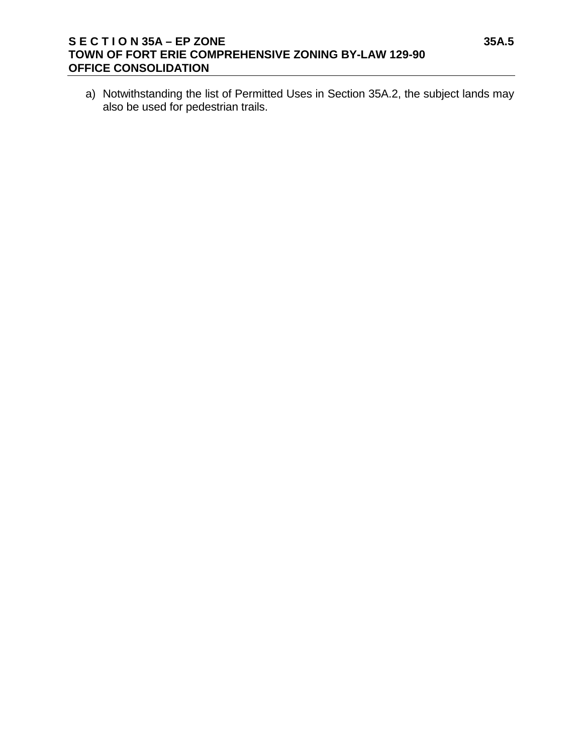a) Notwithstanding the list of Permitted Uses in Section 35A.2, the subject lands may also be used for pedestrian trails.